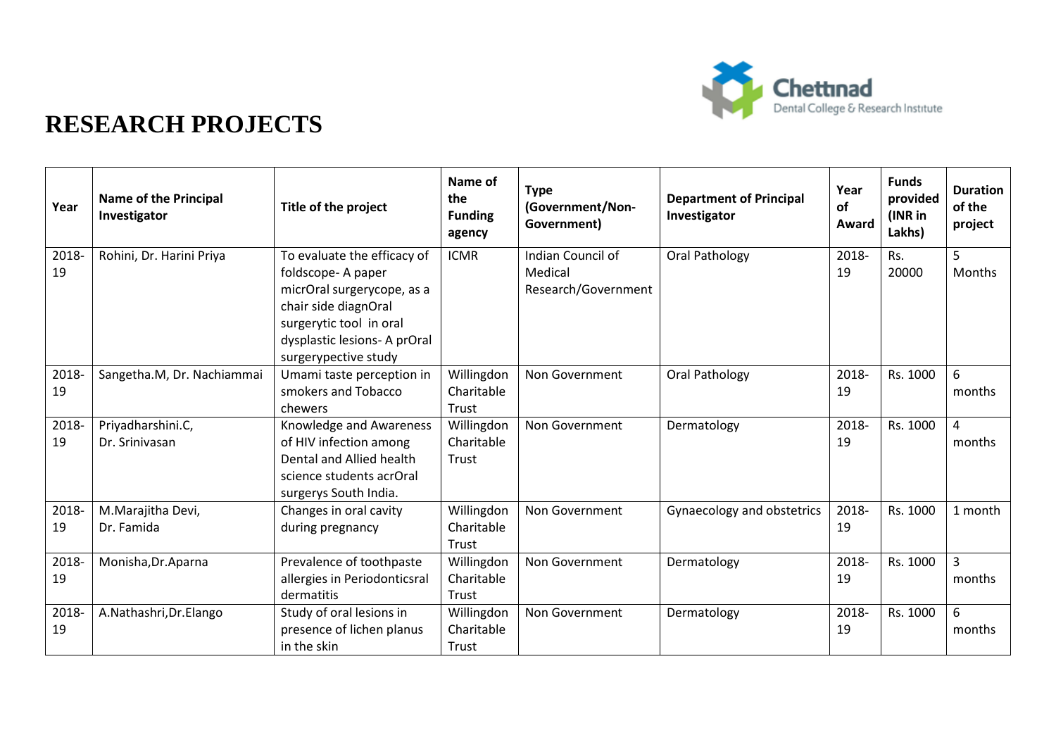# RESEARCH PROJECTS

| Year | Name of the Principal Investigator | Title of the project | Name of the Funding agency | Type (Government/Non-Government) | Department of Principal Investigator | Year of Award | Funds provided (INR in Lakhs) | Duration of the project |
|---|---|---|---|---|---|---|---|---|
| 2018-19 | Rohini, Dr. Harini Priya | To evaluate the efficacy of foldscope- A paper micrOral surgerycope, as a chair side diagnOral surgerytic tool in oral dysplastic lesions- A prOral surgerypective study | ICMR | Indian Council of Medical Research/Government | Oral Pathology | 2018-19 | Rs. 20000 | 5 Months |
| 2018-19 | Sangetha.M, Dr. Nachiammai | Umami taste perception in smokers and Tobacco chewers | Willingdon Charitable Trust | Non Government | Oral Pathology | 2018-19 | Rs. 1000 | 6 months |
| 2018-19 | Priyadharshini.C, Dr. Srinivasan | Knowledge and Awareness of HIV infection among Dental and Allied health science students acrOral surgerys South India. | Willingdon Charitable Trust | Non Government | Dermatology | 2018-19 | Rs. 1000 | 4 months |
| 2018-19 | M.Marajitha Devi, Dr. Famida | Changes in oral cavity during pregnancy | Willingdon Charitable Trust | Non Government | Gynaecology and obstetrics | 2018-19 | Rs. 1000 | 1 month |
| 2018-19 | Monisha,Dr.Aparna | Prevalence of toothpaste allergies in Periodonticsral dermatitis | Willingdon Charitable Trust | Non Government | Dermatology | 2018-19 | Rs. 1000 | 3 months |
| 2018-19 | A.Nathashri,Dr.Elango | Study of oral lesions in presence of lichen planus in the skin | Willingdon Charitable Trust | Non Government | Dermatology | 2018-19 | Rs. 1000 | 6 months |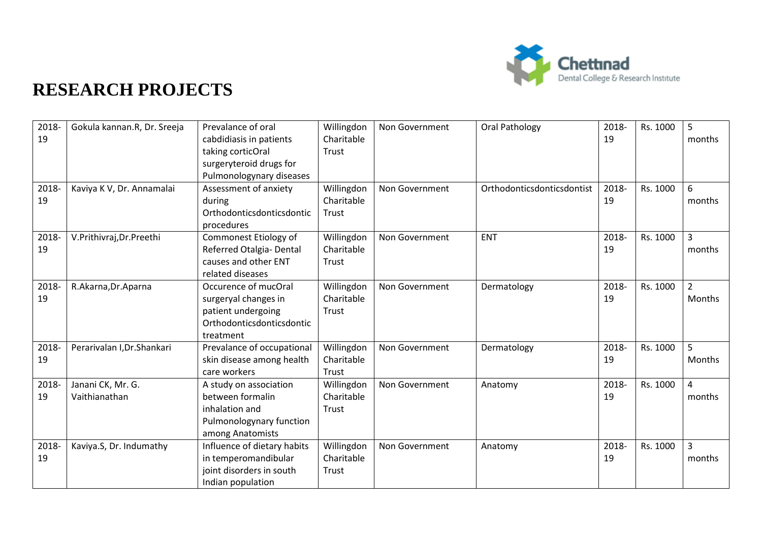# RESEARCH PROJECTS

| | | | | | | | | |
|---|---|---|---|---|---|---|---|---|
| 2018-19 | Gokula kannan.R, Dr. Sreeja | Prevalance of oral cabdidiasis in patients taking corticOral surgeryteroid drugs for Pulmonologynary diseases | Willingdon Charitable Trust | Non Government | Oral Pathology | 2018-19 | Rs. 1000 | 5 months |
| 2018-19 | Kaviya K V, Dr. Annamalai | Assessment of anxiety during Orthodonticsdonticsdontic procedures | Willingdon Charitable Trust | Non Government | Orthodonticsdonticsdontist | 2018-19 | Rs. 1000 | 6 months |
| 2018-19 | V.Prithivraj,Dr.Preethi | Commonest Etiology of Referred Otalgia- Dental causes and other ENT related diseases | Willingdon Charitable Trust | Non Government | ENT | 2018-19 | Rs. 1000 | 3 months |
| 2018-19 | R.Akarna,Dr.Aparna | Occurence of mucOral surgeryal changes in patient undergoing Orthodonticsdonticsdontic treatment | Willingdon Charitable Trust | Non Government | Dermatology | 2018-19 | Rs. 1000 | 2 Months |
| 2018-19 | Perarivalan I,Dr.Shankari | Prevalance of occupational skin disease among health care workers | Willingdon Charitable Trust | Non Government | Dermatology | 2018-19 | Rs. 1000 | 5 Months |
| 2018-19 | Janani CK, Mr. G. Vaithianathan | A study on association between formalin inhalation and Pulmonologynary function among Anatomists | Willingdon Charitable Trust | Non Government | Anatomy | 2018-19 | Rs. 1000 | 4 months |
| 2018-19 | Kaviya.S, Dr. Indumathy | Influence of dietary habits in temperomandibular joint disorders in south Indian population | Willingdon Charitable Trust | Non Government | Anatomy | 2018-19 | Rs. 1000 | 3 months |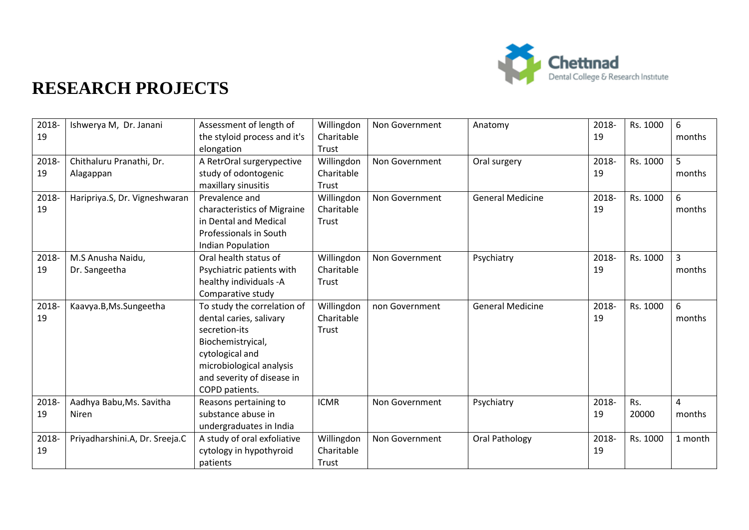# RESEARCH PROJECTS

| | | | | | | | | |
|---|---|---|---|---|---|---|---|---|
| 2018-19 | Ishwerya M, Dr. Janani | Assessment of length of the styloid process and it's elongation | Willingdon Charitable Trust | Non Government | Anatomy | 2018-19 | Rs. 1000 | 6 months |
| 2018-19 | Chithaluru Pranathi, Dr. Alagappan | A RetrOral surgerypective study of odontogenic maxillary sinusitis | Willingdon Charitable Trust | Non Government | Oral surgery | 2018-19 | Rs. 1000 | 5 months |
| 2018-19 | Haripriya.S, Dr. Vigneshwaran | Prevalence and characteristics of Migraine in Dental and Medical Professionals in South Indian Population | Willingdon Charitable Trust | Non Government | General Medicine | 2018-19 | Rs. 1000 | 6 months |
| 2018-19 | M.S Anusha Naidu, Dr. Sangeetha | Oral health status of Psychiatric patients with healthy individuals -A Comparative study | Willingdon Charitable Trust | Non Government | Psychiatry | 2018-19 | Rs. 1000 | 3 months |
| 2018-19 | Kaavya.B,Ms.Sungeetha | To study the correlation of dental caries, salivary secretion-its Biochemistryical, cytological and microbiological analysis and severity of disease in COPD patients. | Willingdon Charitable Trust | non Government | General Medicine | 2018-19 | Rs. 1000 | 6 months |
| 2018-19 | Aadhya Babu,Ms. Savitha Niren | Reasons pertaining to substance abuse in undergraduates in India | ICMR | Non Government | Psychiatry | 2018-19 | Rs. 20000 | 4 months |
| 2018-19 | Priyadharshini.A, Dr. Sreeja.C | A study of oral exfoliative cytology in hypothyroid patients | Willingdon Charitable Trust | Non Government | Oral Pathology | 2018-19 | Rs. 1000 | 1 month |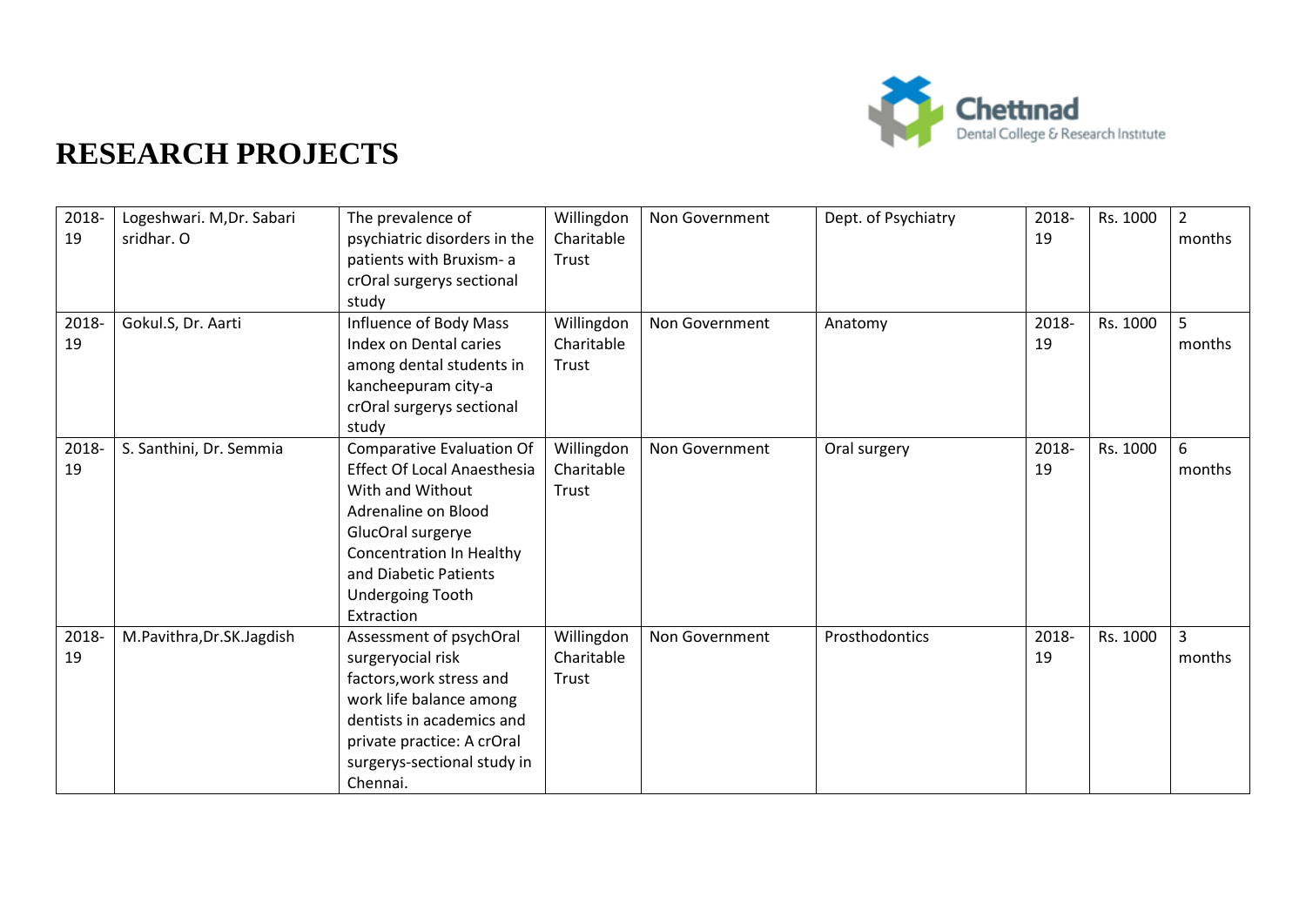# RESEARCH PROJECTS

| | | | | | | | | |
|---|---|---|---|---|---|---|---|---|
| 2018-19 | Logeshwari. M,Dr. Sabari sridhar. O | The prevalence of psychiatric disorders in the patients with Bruxism- a crOral surgerys sectional study | Willingdon Charitable Trust | Non Government | Dept. of Psychiatry | 2018-19 | Rs. 1000 | 2 months |
| 2018-19 | Gokul.S, Dr. Aarti | Influence of Body Mass Index on Dental caries among dental students in kancheepuram city-a crOral surgerys sectional study | Willingdon Charitable Trust | Non Government | Anatomy | 2018-19 | Rs. 1000 | 5 months |
| 2018-19 | S. Santhini, Dr. Semmia | Comparative Evaluation Of Effect Of Local Anaesthesia With and Without Adrenaline on Blood GlucOral surgerye Concentration In Healthy and Diabetic Patients Undergoing Tooth Extraction | Willingdon Charitable Trust | Non Government | Oral surgery | 2018-19 | Rs. 1000 | 6 months |
| 2018-19 | M.Pavithra,Dr.SK.Jagdish | Assessment of psychOral surgeryocial risk factors,work stress and work life balance among dentists in academics and private practice: A crOral surgerys-sectional study in Chennai. | Willingdon Charitable Trust | Non Government | Prosthodontics | 2018-19 | Rs. 1000 | 3 months |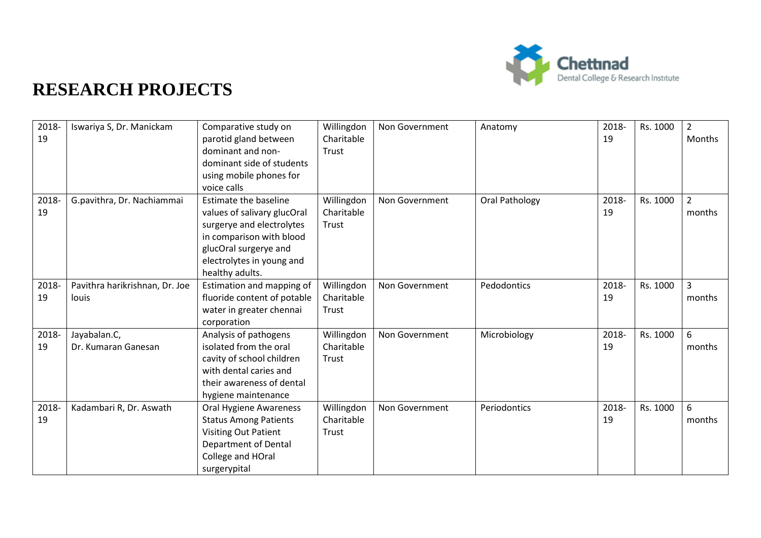# RESEARCH PROJECTS

| | | | | | | | | |
|---|---|---|---|---|---|---|---|---|
| 2018-19 | Iswariya S, Dr. Manickam | Comparative study on parotid gland between dominant and non-dominant side of students using mobile phones for voice calls | Willingdon Charitable Trust | Non Government | Anatomy | 2018-19 | Rs. 1000 | 2 Months |
| 2018-19 | G.pavithra, Dr. Nachiammai | Estimate the baseline values of salivary glucOral surgerye and electrolytes in comparison with blood glucOral surgerye and electrolytes in young and healthy adults. | Willingdon Charitable Trust | Non Government | Oral Pathology | 2018-19 | Rs. 1000 | 2 months |
| 2018-19 | Pavithra harikrishnan, Dr. Joe louis | Estimation and mapping of fluoride content of potable water in greater chennai corporation | Willingdon Charitable Trust | Non Government | Pedodontics | 2018-19 | Rs. 1000 | 3 months |
| 2018-19 | Jayabalan.C, Dr. Kumaran Ganesan | Analysis of pathogens isolated from the oral cavity of school children with dental caries and their awareness of dental hygiene maintenance | Willingdon Charitable Trust | Non Government | Microbiology | 2018-19 | Rs. 1000 | 6 months |
| 2018-19 | Kadambari R, Dr. Aswath | Oral Hygiene Awareness Status Among Patients Visiting Out Patient Department of Dental College and HOral surgerypital | Willingdon Charitable Trust | Non Government | Periodontics | 2018-19 | Rs. 1000 | 6 months |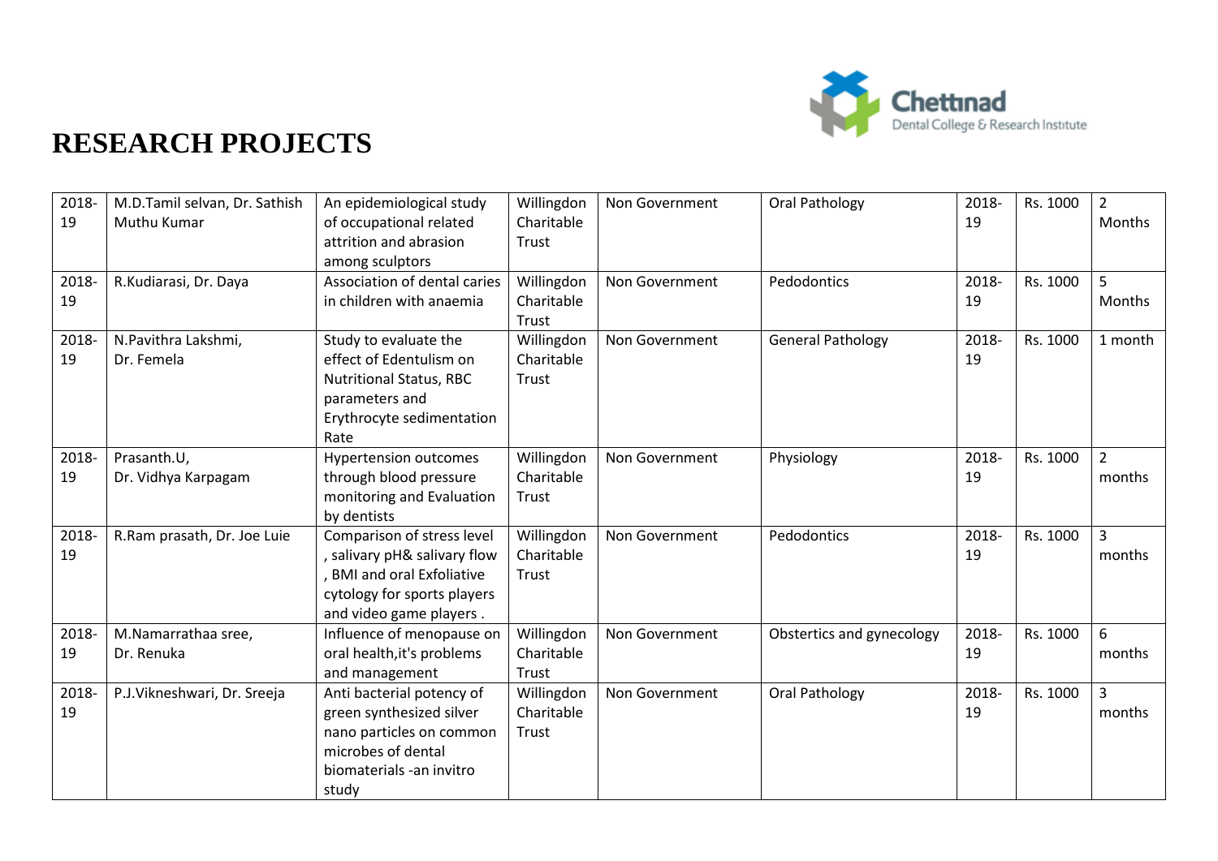# RESEARCH PROJECTS

| 2018-19 | M.D.Tamil selvan, Dr. Sathish Muthu Kumar | An epidemiological study of occupational related attrition and abrasion among sculptors | Willingdon Charitable Trust | Non Government | Oral Pathology | 2018-19 | Rs. 1000 | 2 Months |
|---|---|---|---|---|---|---|---|---|
| 2018-19 | R.Kudiarasi, Dr. Daya | Association of dental caries in children with anaemia | Willingdon Charitable Trust | Non Government | Pedodontics | 2018-19 | Rs. 1000 | 5 Months |
| 2018-19 | N.Pavithra Lakshmi, Dr. Femela | Study to evaluate the effect of Edentulism on Nutritional Status, RBC parameters and Erythrocyte sedimentation Rate | Willingdon Charitable Trust | Non Government | General Pathology | 2018-19 | Rs. 1000 | 1 month |
| 2018-19 | Prasanth.U, Dr. Vidhya Karpagam | Hypertension outcomes through blood pressure monitoring and Evaluation by dentists | Willingdon Charitable Trust | Non Government | Physiology | 2018-19 | Rs. 1000 | 2 months |
| 2018-19 | R.Ram prasath, Dr. Joe Luie | Comparison of stress level , salivary pH& salivary flow , BMI and oral Exfoliative cytology for sports players and video game players . | Willingdon Charitable Trust | Non Government | Pedodontics | 2018-19 | Rs. 1000 | 3 months |
| 2018-19 | M.Namarrathaa sree, Dr. Renuka | Influence of menopause on oral health,it's problems and management | Willingdon Charitable Trust | Non Government | Obstertics and gynecology | 2018-19 | Rs. 1000 | 6 months |
| 2018-19 | P.J.Vikneshwari, Dr. Sreeja | Anti bacterial potency of green synthesized silver nano particles on common microbes of dental biomaterials -an invitro study | Willingdon Charitable Trust | Non Government | Oral Pathology | 2018-19 | Rs. 1000 | 3 months |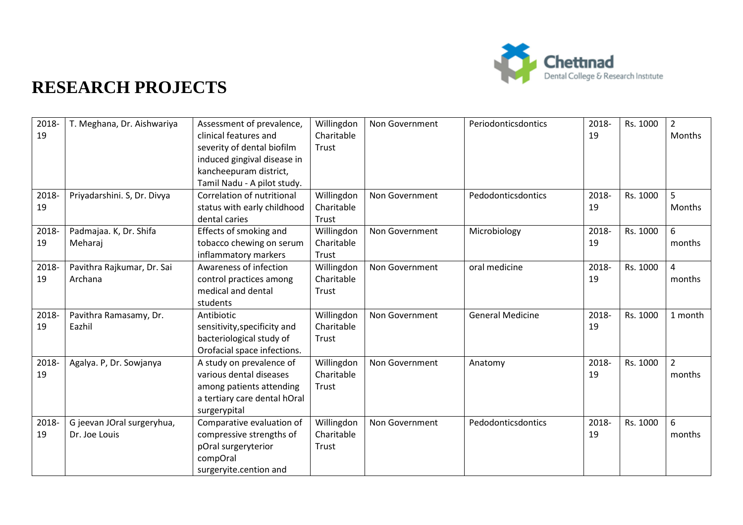# RESEARCH PROJECTS

| | | | | | | | | |
|---|---|---|---|---|---|---|---|---|
| 2018-19 | T. Meghana, Dr. Aishwariya | Assessment of prevalence, clinical features and severity of dental biofilm induced gingival disease in kancheepuram district, Tamil Nadu - A pilot study. | Willingdon Charitable Trust | Non Government | Periodonticsdontics | 2018-19 | Rs. 1000 | 2 Months |
| 2018-19 | Priyadarshini. S, Dr. Divya | Correlation of nutritional status with early childhood dental caries | Willingdon Charitable Trust | Non Government | Pedodonticsdontics | 2018-19 | Rs. 1000 | 5 Months |
| 2018-19 | Padmajaa. K, Dr. Shifa Meharaj | Effects of smoking and tobacco chewing on serum inflammatory markers | Willingdon Charitable Trust | Non Government | Microbiology | 2018-19 | Rs. 1000 | 6 months |
| 2018-19 | Pavithra Rajkumar, Dr. Sai Archana | Awareness of infection control practices among medical and dental students | Willingdon Charitable Trust | Non Government | oral medicine | 2018-19 | Rs. 1000 | 4 months |
| 2018-19 | Pavithra Ramasamy, Dr. Eazhil | Antibiotic sensitivity,specificity and bacteriological study of Orofacial space infections. | Willingdon Charitable Trust | Non Government | General Medicine | 2018-19 | Rs. 1000 | 1 month |
| 2018-19 | Agalya. P, Dr. Sowjanya | A study on prevalence of various dental diseases among patients attending a tertiary care dental hOral surgerypital | Willingdon Charitable Trust | Non Government | Anatomy | 2018-19 | Rs. 1000 | 2 months |
| 2018-19 | G jeevan JOral surgeryhua, Dr. Joe Louis | Comparative evaluation of compressive strengths of pOral surgeryterior compOral surgeryite.cention and | Willingdon Charitable Trust | Non Government | Pedodonticsdontics | 2018-19 | Rs. 1000 | 6 months |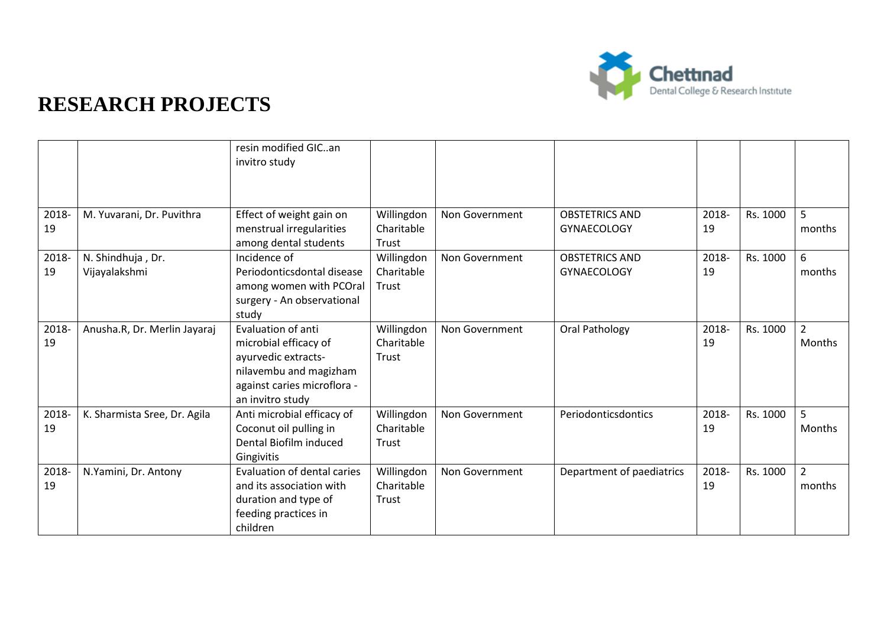# RESEARCH PROJECTS

| | | | | | | | | |
|---|---|---|---|---|---|---|---|---|
| | | resin modified GIC..an invitro study | | | | | | |
| 2018-19 | M. Yuvarani, Dr. Puvithra | Effect of weight gain on menstrual irregularities among dental students | Willingdon Charitable Trust | Non Government | OBSTETRICS AND GYNAECOLOGY | 2018-19 | Rs. 1000 | 5 months |
| 2018-19 | N. Shindhuja , Dr. Vijayalakshmi | Incidence of Periodonticsdontal disease among women with PCOral surgery - An observational study | Willingdon Charitable Trust | Non Government | OBSTETRICS AND GYNAECOLOGY | 2018-19 | Rs. 1000 | 6 months |
| 2018-19 | Anusha.R, Dr. Merlin Jayaraj | Evaluation of anti microbial efficacy of ayurvedic extracts- nilavembu and magizham against caries microflora - an invitro study | Willingdon Charitable Trust | Non Government | Oral Pathology | 2018-19 | Rs. 1000 | 2 Months |
| 2018-19 | K. Sharmista Sree, Dr. Agila | Anti microbial efficacy of Coconut oil pulling in Dental Biofilm induced Gingivitis | Willingdon Charitable Trust | Non Government | Periodonticsdontics | 2018-19 | Rs. 1000 | 5 Months |
| 2018-19 | N.Yamini, Dr. Antony | Evaluation of dental caries and its association with duration and type of feeding practices in children | Willingdon Charitable Trust | Non Government | Department of paediatrics | 2018-19 | Rs. 1000 | 2 months |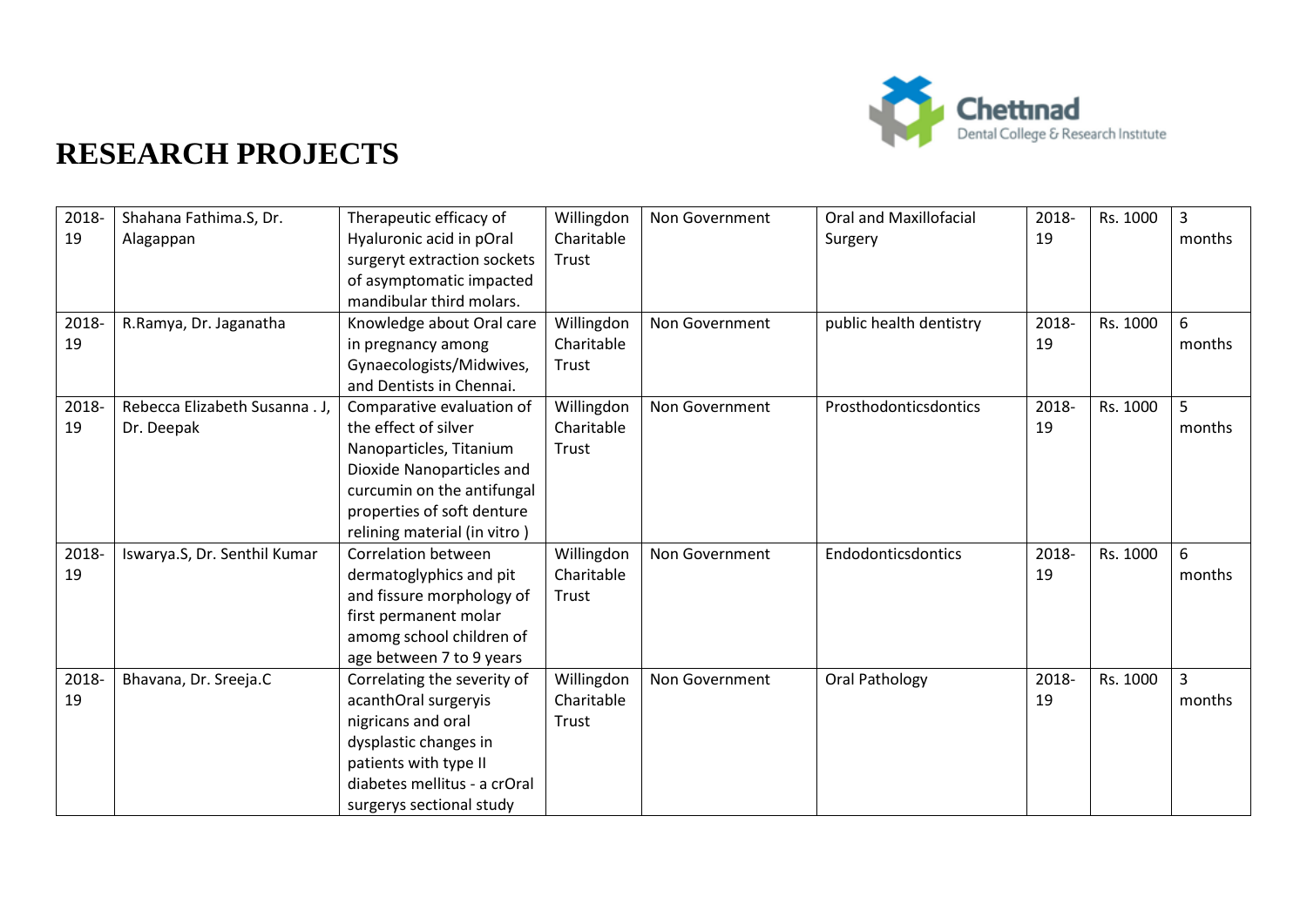# RESEARCH PROJECTS

| | | | | | | | | |
|---|---|---|---|---|---|---|---|---|
| 2018-19 | Shahana Fathima.S, Dr. Alagappan | Therapeutic efficacy of Hyaluronic acid in pOral surgeryt extraction sockets of asymptomatic impacted mandibular third molars. | Willingdon Charitable Trust | Non Government | Oral and Maxillofacial Surgery | 2018-19 | Rs. 1000 | 3 months |
| 2018-19 | R.Ramya, Dr. Jaganatha | Knowledge about Oral care in pregnancy among Gynaecologists/Midwives, and Dentists in Chennai. | Willingdon Charitable Trust | Non Government | public health dentistry | 2018-19 | Rs. 1000 | 6 months |
| 2018-19 | Rebecca Elizabeth Susanna . J, Dr. Deepak | Comparative evaluation of the effect of silver Nanoparticles, Titanium Dioxide Nanoparticles and curcumin on the antifungal properties of soft denture relining material (in vitro ) | Willingdon Charitable Trust | Non Government | Prosthodonticsdontics | 2018-19 | Rs. 1000 | 5 months |
| 2018-19 | Iswarya.S, Dr. Senthil Kumar | Correlation between dermatoglyphics and pit and fissure morphology of first permanent molar amomg school children of age between 7 to 9 years | Willingdon Charitable Trust | Non Government | Endodonticsdontics | 2018-19 | Rs. 1000 | 6 months |
| 2018-19 | Bhavana, Dr. Sreeja.C | Correlating the severity of acanthOral surgeryis nigricans and oral dysplastic changes in patients with type II diabetes mellitus - a crOral surgerys sectional study | Willingdon Charitable Trust | Non Government | Oral Pathology | 2018-19 | Rs. 1000 | 3 months |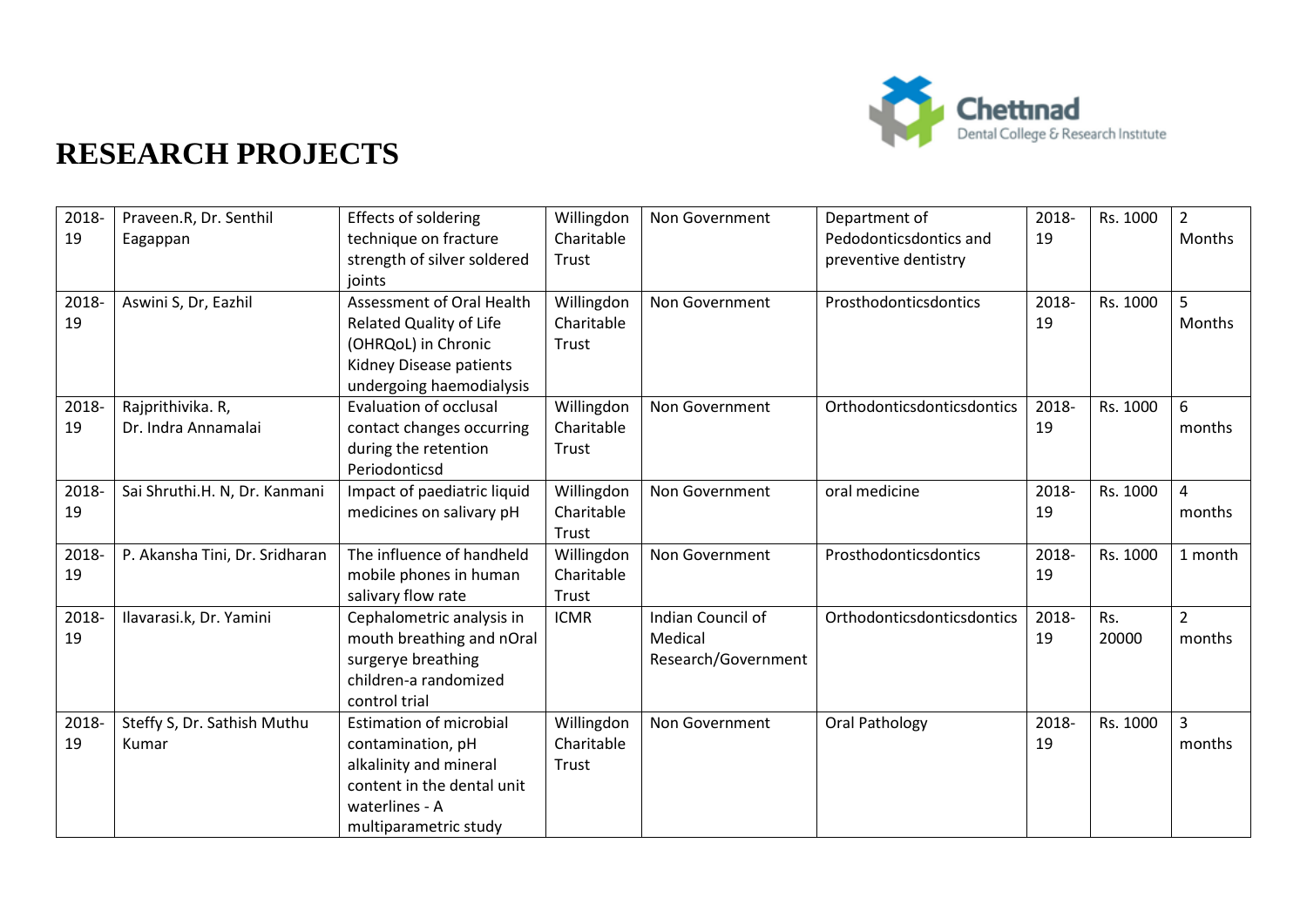# RESEARCH PROJECTS

| | | | | | | | | |
|---|---|---|---|---|---|---|---|---|
| 2018-19 | Praveen.R, Dr. Senthil Eagappan | Effects of soldering technique on fracture strength of silver soldered joints | Willingdon Charitable Trust | Non Government | Department of Pedodonticsdontics and preventive dentistry | 2018-19 | Rs. 1000 | 2 Months |
| 2018-19 | Aswini S, Dr, Eazhil | Assessment of Oral Health Related Quality of Life (OHRQoL) in Chronic Kidney Disease patients undergoing haemodialysis | Willingdon Charitable Trust | Non Government | Prosthodonticsdontics | 2018-19 | Rs. 1000 | 5 Months |
| 2018-19 | Rajprithivika. R, Dr. Indra Annamalai | Evaluation of occlusal contact changes occurring during the retention Periodonticsd | Willingdon Charitable Trust | Non Government | Orthodonticsdonticsdontics | 2018-19 | Rs. 1000 | 6 months |
| 2018-19 | Sai Shruthi.H. N, Dr. Kanmani | Impact of paediatric liquid medicines on salivary pH | Willingdon Charitable Trust | Non Government | oral medicine | 2018-19 | Rs. 1000 | 4 months |
| 2018-19 | P. Akansha Tini, Dr. Sridharan | The influence of handheld mobile phones in human salivary flow rate | Willingdon Charitable Trust | Non Government | Prosthodonticsdontics | 2018-19 | Rs. 1000 | 1 month |
| 2018-19 | Ilavarasi.k, Dr. Yamini | Cephalometric analysis in mouth breathing and nOral surgerye breathing children-a randomized control trial | ICMR | Indian Council of Medical Research/Government | Orthodonticsdonticsdontics | 2018-19 | Rs. 20000 | 2 months |
| 2018-19 | Steffy S, Dr. Sathish Muthu Kumar | Estimation of microbial contamination, pH alkalinity and mineral content in the dental unit waterlines - A multiparametric study | Willingdon Charitable Trust | Non Government | Oral Pathology | 2018-19 | Rs. 1000 | 3 months |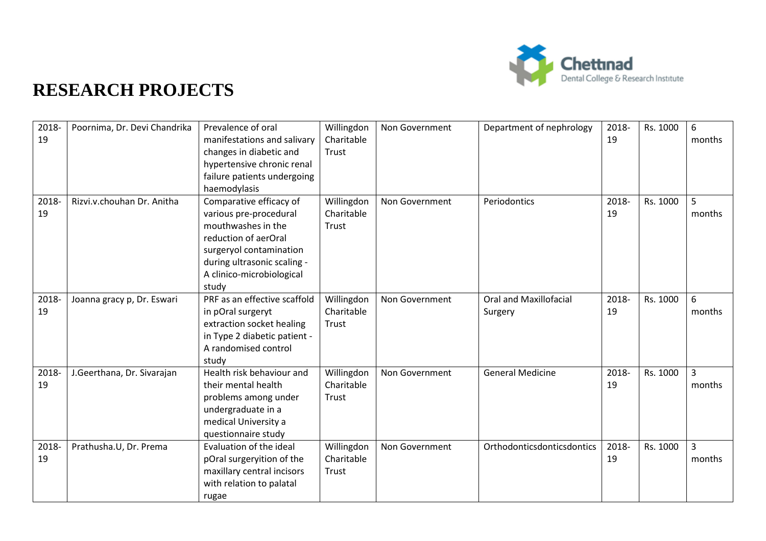# RESEARCH PROJECTS

| | | | | | | | | |
|---|---|---|---|---|---|---|---|---|
| 2018-19 | Poornima, Dr. Devi Chandrika | Prevalence of oral manifestations and salivary changes in diabetic and hypertensive chronic renal failure patients undergoing haemodylasis | Willingdon Charitable Trust | Non Government | Department of nephrology | 2018-19 | Rs. 1000 | 6 months |
| 2018-19 | Rizvi.v.chouhan Dr. Anitha | Comparative efficacy of various pre-procedural mouthwashes in the reduction of aerOral surgeryol contamination during ultrasonic scaling - A clinico-microbiological study | Willingdon Charitable Trust | Non Government | Periodontics | 2018-19 | Rs. 1000 | 5 months |
| 2018-19 | Joanna gracy p, Dr. Eswari | PRF as an effective scaffold in pOral surgeryt extraction socket healing in Type 2 diabetic patient - A randomised control study | Willingdon Charitable Trust | Non Government | Oral and Maxillofacial Surgery | 2018-19 | Rs. 1000 | 6 months |
| 2018-19 | J.Geerthana, Dr. Sivarajan | Health risk behaviour and their mental health problems among under undergraduate in a medical University a questionnaire study | Willingdon Charitable Trust | Non Government | General Medicine | 2018-19 | Rs. 1000 | 3 months |
| 2018-19 | Prathusha.U, Dr. Prema | Evaluation of the ideal pOral surgeryition of the maxillary central incisors with relation to palatal rugae | Willingdon Charitable Trust | Non Government | Orthodonticsdonticsdontics | 2018-19 | Rs. 1000 | 3 months |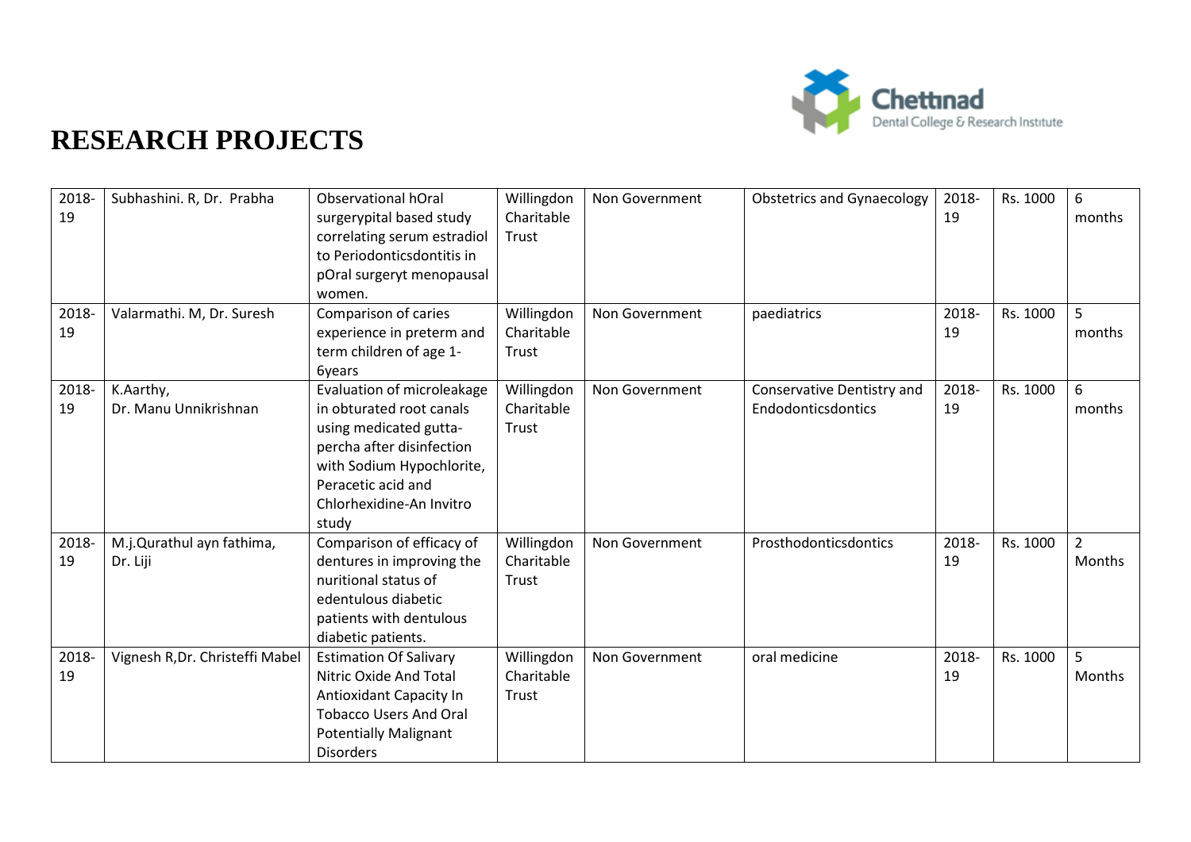# RESEARCH PROJECTS

| | | | | | | | | |
|---|---|---|---|---|---|---|---|---|
| 2018-19 | Subhashini. R, Dr. Prabha | Observational hOral surgerypital based study correlating serum estradiol to Periodonticsdontitis in pOral surgeryt menopausal women. | Willingdon Charitable Trust | Non Government | Obstetrics and Gynaecology | 2018-19 | Rs. 1000 | 6 months |
| 2018-19 | Valarmathi. M, Dr. Suresh | Comparison of caries experience in preterm and term children of age 1-6years | Willingdon Charitable Trust | Non Government | paediatrics | 2018-19 | Rs. 1000 | 5 months |
| 2018-19 | K.Aarthy, Dr. Manu Unnikrishnan | Evaluation of microleakage in obturated root canals using medicated gutta-percha after disinfection with Sodium Hypochlorite, Peracetic acid and Chlorhexidine-An Invitro study | Willingdon Charitable Trust | Non Government | Conservative Dentistry and Endodonticsdontics | 2018-19 | Rs. 1000 | 6 months |
| 2018-19 | M.j.Qurathul ayn fathima, Dr. Liji | Comparison of efficacy of dentures in improving the nuritional status of edentulous diabetic patients with dentulous diabetic patients. | Willingdon Charitable Trust | Non Government | Prosthodonticsdontics | 2018-19 | Rs. 1000 | 2 Months |
| 2018-19 | Vignesh R,Dr. Christeffi Mabel | Estimation Of Salivary Nitric Oxide And Total Antioxidant Capacity In Tobacco Users And Oral Potentially Malignant Disorders | Willingdon Charitable Trust | Non Government | oral medicine | 2018-19 | Rs. 1000 | 5 Months |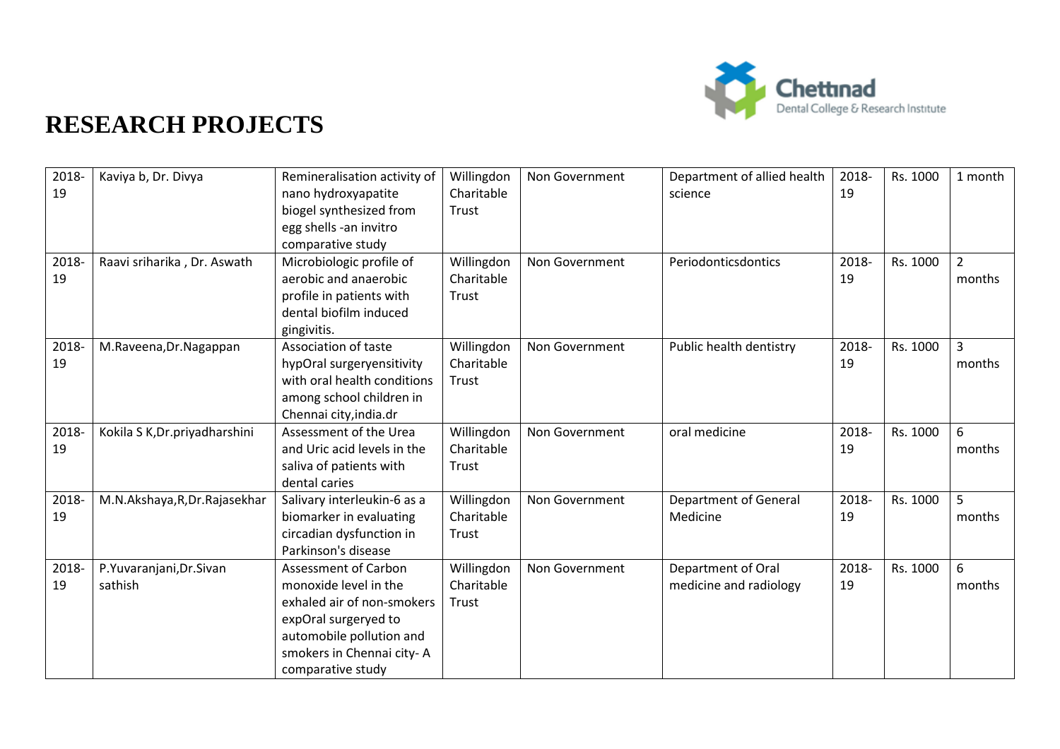# RESEARCH PROJECTS

| | | | | | | | | |
|---|---|---|---|---|---|---|---|---|
| 2018-19 | Kaviya b, Dr. Divya | Remineralisation activity of nano hydroxyapatite biogel synthesized from egg shells -an invitro comparative study | Willingdon Charitable Trust | Non Government | Department of allied health science | 2018-19 | Rs. 1000 | 1 month |
| 2018-19 | Raavi sriharika , Dr. Aswath | Microbiologic profile of aerobic and anaerobic profile in patients with dental biofilm induced gingivitis. | Willingdon Charitable Trust | Non Government | Periodonticsdontics | 2018-19 | Rs. 1000 | 2 months |
| 2018-19 | M.Raveena,Dr.Nagappan | Association of taste hypOral surgeryensitivity with oral health conditions among school children in Chennai city,india.dr | Willingdon Charitable Trust | Non Government | Public health dentistry | 2018-19 | Rs. 1000 | 3 months |
| 2018-19 | Kokila S K,Dr.priyadharshini | Assessment of the Urea and Uric acid levels in the saliva of patients with dental caries | Willingdon Charitable Trust | Non Government | oral medicine | 2018-19 | Rs. 1000 | 6 months |
| 2018-19 | M.N.Akshaya,R,Dr.Rajasekhar | Salivary interleukin-6 as a biomarker in evaluating circadian dysfunction in Parkinson's disease | Willingdon Charitable Trust | Non Government | Department of General Medicine | 2018-19 | Rs. 1000 | 5 months |
| 2018-19 | P.Yuvaranjani,Dr.Sivan sathish | Assessment of Carbon monoxide level in the exhaled air of non-smokers expOral surgeryed to automobile pollution and smokers in Chennai city- A comparative study | Willingdon Charitable Trust | Non Government | Department of Oral medicine and radiology | 2018-19 | Rs. 1000 | 6 months |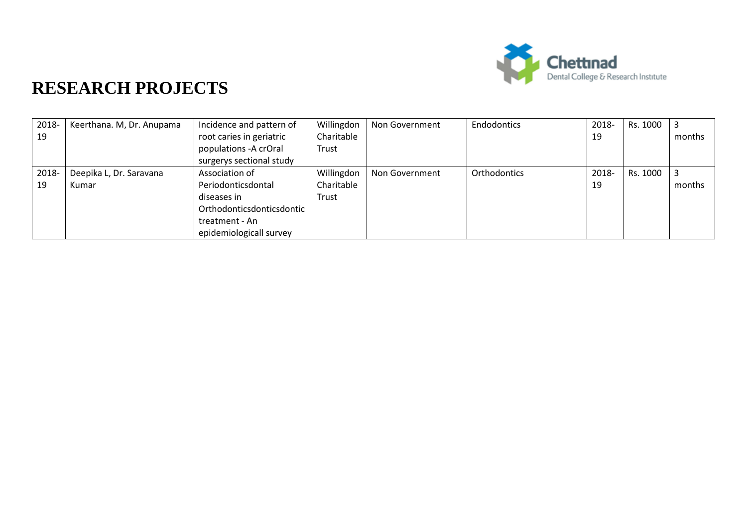# RESEARCH PROJECTS

| | | | | | | | | |
|---|---|---|---|---|---|---|---|---|
| 2018-19 | Keerthana. M, Dr. Anupama | Incidence and pattern of root caries in geriatric populations -A crOral surgerys sectional study | Willingdon Charitable Trust | Non Government | Endodontics | 2018-19 | Rs. 1000 | 3 months |
| 2018-19 | Deepika L, Dr. Saravana Kumar | Association of Periodonticsdontal diseases in Orthodonticsdonticsdontic treatment - An epidemiologicall survey | Willingdon Charitable Trust | Non Government | Orthodontics | 2018-19 | Rs. 1000 | 3 months |